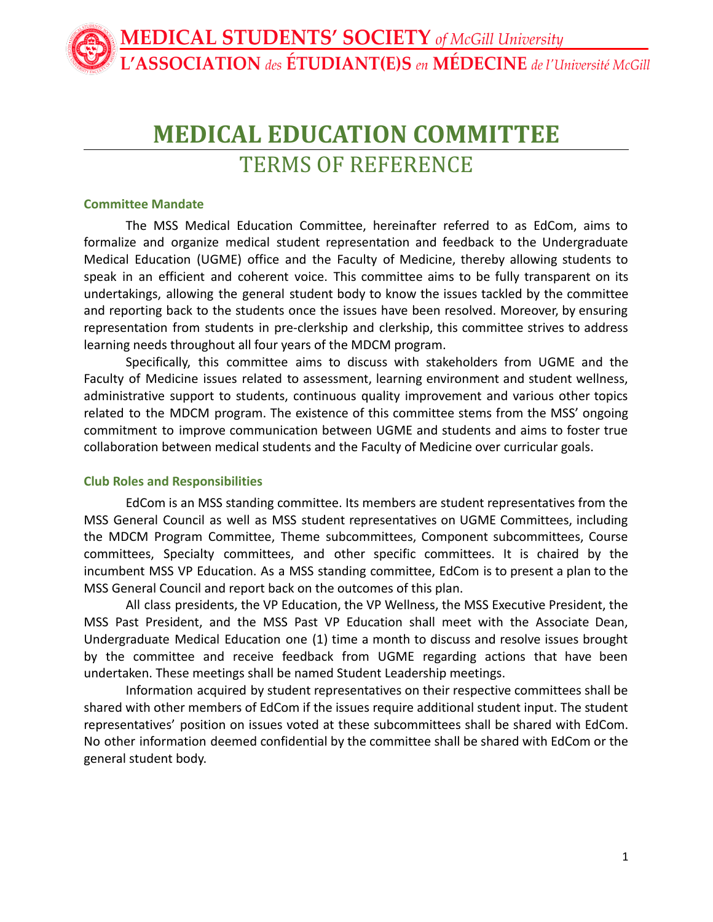**MEDICAL STUDENTS' SOCIETY** *of McGill University*
**L'ASSOCIATION** *des* **ÉTUDIANT(E)S** *en* **MÉDECINE** *de l'Université McGill*

# MEDICAL EDUCATION COMMITTEE

## TERMS OF REFERENCE

### Committee Mandate

The MSS Medical Education Committee, hereinafter referred to as EdCom, aims to formalize and organize medical student representation and feedback to the Undergraduate Medical Education (UGME) office and the Faculty of Medicine, thereby allowing students to speak in an efficient and coherent voice. This committee aims to be fully transparent on its undertakings, allowing the general student body to know the issues tackled by the committee and reporting back to the students once the issues have been resolved. Moreover, by ensuring representation from students in pre-clerkship and clerkship, this committee strives to address learning needs throughout all four years of the MDCM program.

Specifically, this committee aims to discuss with stakeholders from UGME and the Faculty of Medicine issues related to assessment, learning environment and student wellness, administrative support to students, continuous quality improvement and various other topics related to the MDCM program. The existence of this committee stems from the MSS' ongoing commitment to improve communication between UGME and students and aims to foster true collaboration between medical students and the Faculty of Medicine over curricular goals.

### Club Roles and Responsibilities

EdCom is an MSS standing committee. Its members are student representatives from the MSS General Council as well as MSS student representatives on UGME Committees, including the MDCM Program Committee, Theme subcommittees, Component subcommittees, Course committees, Specialty committees, and other specific committees. It is chaired by the incumbent MSS VP Education. As a MSS standing committee, EdCom is to present a plan to the MSS General Council and report back on the outcomes of this plan.

All class presidents, the VP Education, the VP Wellness, the MSS Executive President, the MSS Past President, and the MSS Past VP Education shall meet with the Associate Dean, Undergraduate Medical Education one (1) time a month to discuss and resolve issues brought by the committee and receive feedback from UGME regarding actions that have been undertaken. These meetings shall be named Student Leadership meetings.

Information acquired by student representatives on their respective committees shall be shared with other members of EdCom if the issues require additional student input. The student representatives' position on issues voted at these subcommittees shall be shared with EdCom. No other information deemed confidential by the committee shall be shared with EdCom or the general student body.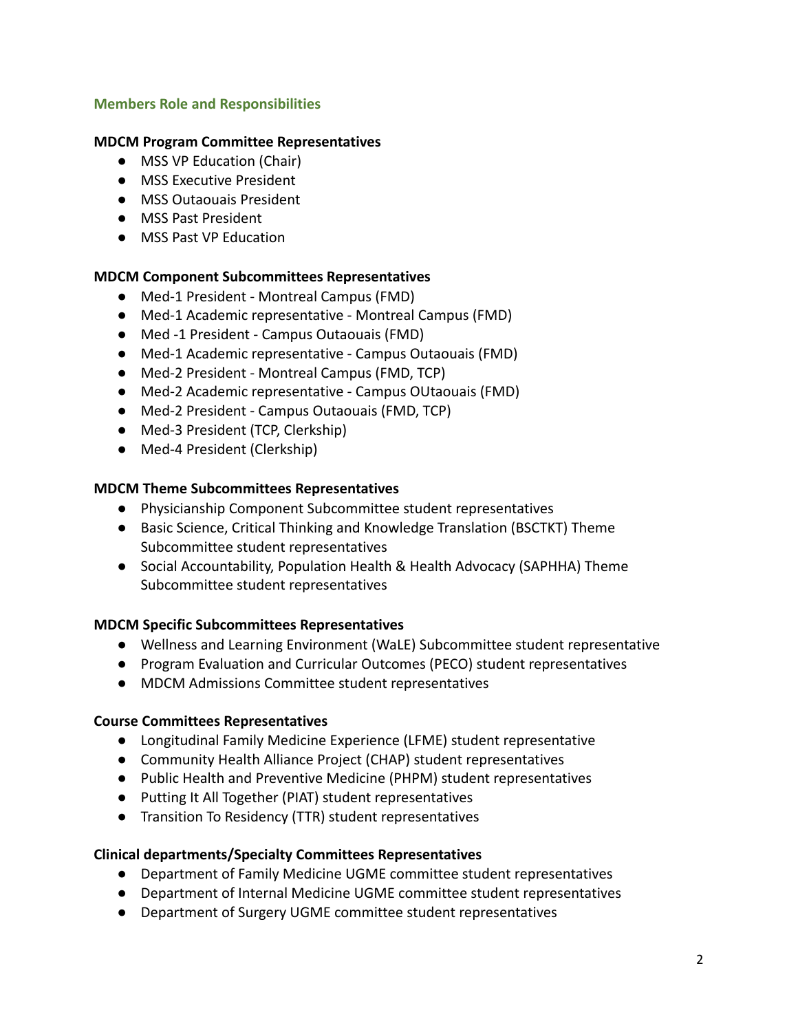## Members Role and Responsibilities

### MDCM Program Committee Representatives

- MSS VP Education (Chair)
- MSS Executive President
- MSS Outaouais President
- MSS Past President
- MSS Past VP Education

### MDCM Component Subcommittees Representatives

- Med-1 President - Montreal Campus (FMD)
- Med-1 Academic representative - Montreal Campus (FMD)
- Med -1 President - Campus Outaouais (FMD)
- Med-1 Academic representative - Campus Outaouais (FMD)
- Med-2 President - Montreal Campus (FMD, TCP)
- Med-2 Academic representative - Campus OUtaouais (FMD)
- Med-2 President - Campus Outaouais (FMD, TCP)
- Med-3 President (TCP, Clerkship)
- Med-4 President (Clerkship)

### MDCM Theme Subcommittees Representatives

- Physicianship Component Subcommittee student representatives
- Basic Science, Critical Thinking and Knowledge Translation (BSCTKT) Theme Subcommittee student representatives
- Social Accountability, Population Health & Health Advocacy (SAPHHA) Theme Subcommittee student representatives

### MDCM Specific Subcommittees Representatives

- Wellness and Learning Environment (WaLE) Subcommittee student representative
- Program Evaluation and Curricular Outcomes (PECO) student representatives
- MDCM Admissions Committee student representatives

### Course Committees Representatives

- Longitudinal Family Medicine Experience (LFME) student representative
- Community Health Alliance Project (CHAP) student representatives
- Public Health and Preventive Medicine (PHPM) student representatives
- Putting It All Together (PIAT) student representatives
- Transition To Residency (TTR) student representatives

### Clinical departments/Specialty Committees Representatives

- Department of Family Medicine UGME committee student representatives
- Department of Internal Medicine UGME committee student representatives
- Department of Surgery UGME committee student representatives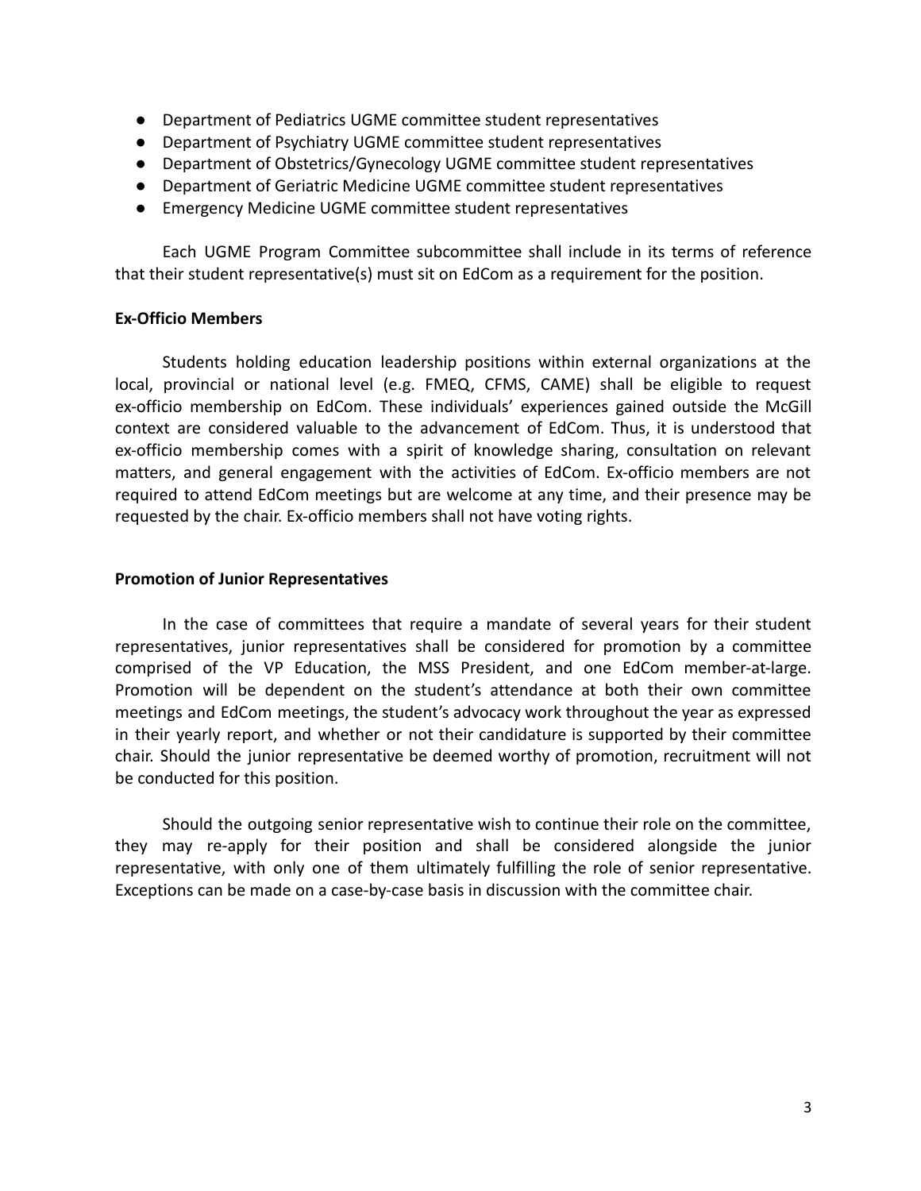- Department of Pediatrics UGME committee student representatives
- Department of Psychiatry UGME committee student representatives
- Department of Obstetrics/Gynecology UGME committee student representatives
- Department of Geriatric Medicine UGME committee student representatives
- Emergency Medicine UGME committee student representatives

Each UGME Program Committee subcommittee shall include in its terms of reference that their student representative(s) must sit on EdCom as a requirement for the position.

**Ex-Officio Members**

Students holding education leadership positions within external organizations at the local, provincial or national level (e.g. FMEQ, CFMS, CAME) shall be eligible to request ex-officio membership on EdCom. These individuals' experiences gained outside the McGill context are considered valuable to the advancement of EdCom. Thus, it is understood that ex-officio membership comes with a spirit of knowledge sharing, consultation on relevant matters, and general engagement with the activities of EdCom. Ex-officio members are not required to attend EdCom meetings but are welcome at any time, and their presence may be requested by the chair. Ex-officio members shall not have voting rights.

**Promotion of Junior Representatives**

In the case of committees that require a mandate of several years for their student representatives, junior representatives shall be considered for promotion by a committee comprised of the VP Education, the MSS President, and one EdCom member-at-large. Promotion will be dependent on the student's attendance at both their own committee meetings and EdCom meetings, the student's advocacy work throughout the year as expressed in their yearly report, and whether or not their candidature is supported by their committee chair. Should the junior representative be deemed worthy of promotion, recruitment will not be conducted for this position.

Should the outgoing senior representative wish to continue their role on the committee, they may re-apply for their position and shall be considered alongside the junior representative, with only one of them ultimately fulfilling the role of senior representative. Exceptions can be made on a case-by-case basis in discussion with the committee chair.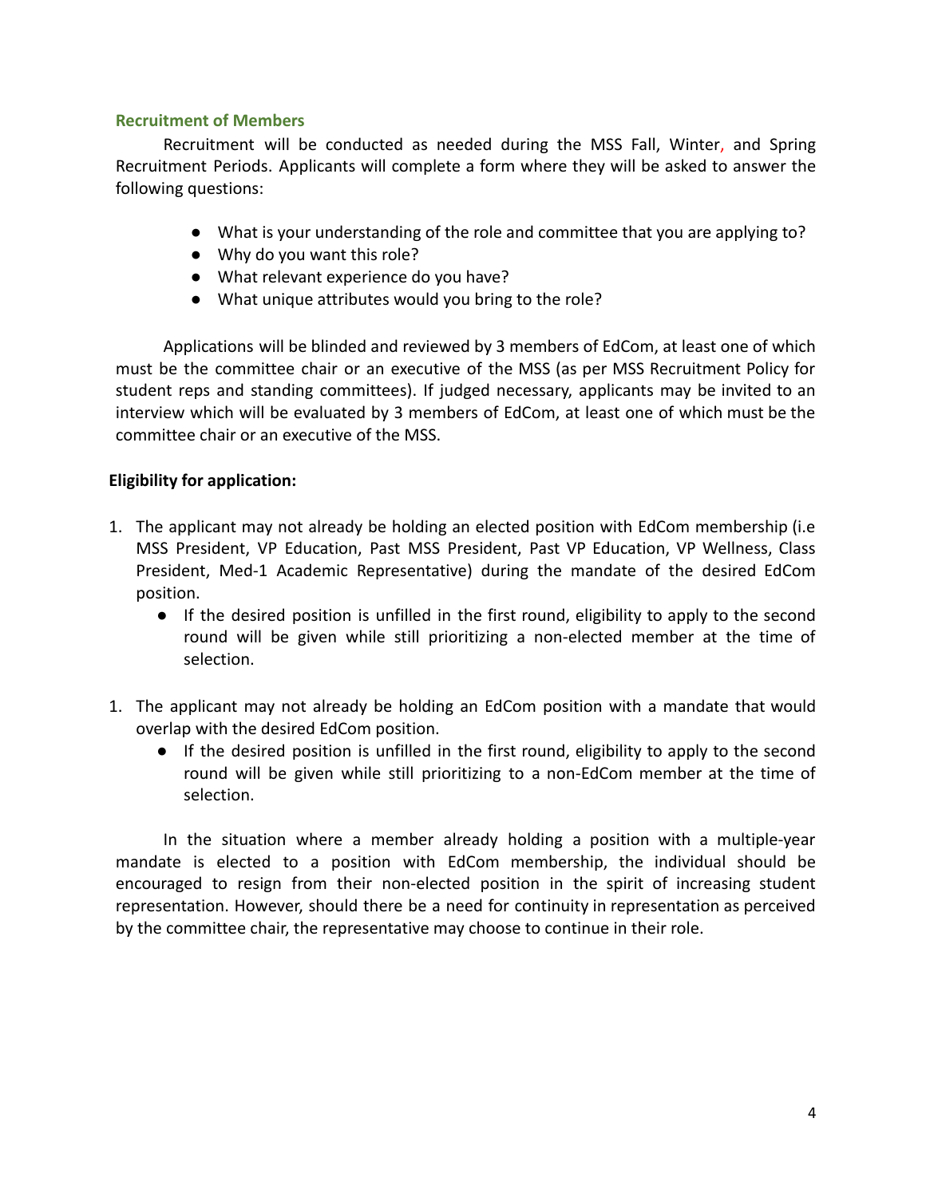### Recruitment of Members

Recruitment will be conducted as needed during the MSS Fall, Winter, and Spring Recruitment Periods. Applicants will complete a form where they will be asked to answer the following questions:

- What is your understanding of the role and committee that you are applying to?
- Why do you want this role?
- What relevant experience do you have?
- What unique attributes would you bring to the role?

Applications will be blinded and reviewed by 3 members of EdCom, at least one of which must be the committee chair or an executive of the MSS (as per MSS Recruitment Policy for student reps and standing committees). If judged necessary, applicants may be invited to an interview which will be evaluated by 3 members of EdCom, at least one of which must be the committee chair or an executive of the MSS.

**Eligibility for application:**

1. The applicant may not already be holding an elected position with EdCom membership (i.e MSS President, VP Education, Past MSS President, Past VP Education, VP Wellness, Class President, Med-1 Academic Representative) during the mandate of the desired EdCom position.
   - If the desired position is unfilled in the first round, eligibility to apply to the second round will be given while still prioritizing a non-elected member at the time of selection.

1. The applicant may not already be holding an EdCom position with a mandate that would overlap with the desired EdCom position.
   - If the desired position is unfilled in the first round, eligibility to apply to the second round will be given while still prioritizing to a non-EdCom member at the time of selection.

In the situation where a member already holding a position with a multiple-year mandate is elected to a position with EdCom membership, the individual should be encouraged to resign from their non-elected position in the spirit of increasing student representation. However, should there be a need for continuity in representation as perceived by the committee chair, the representative may choose to continue in their role.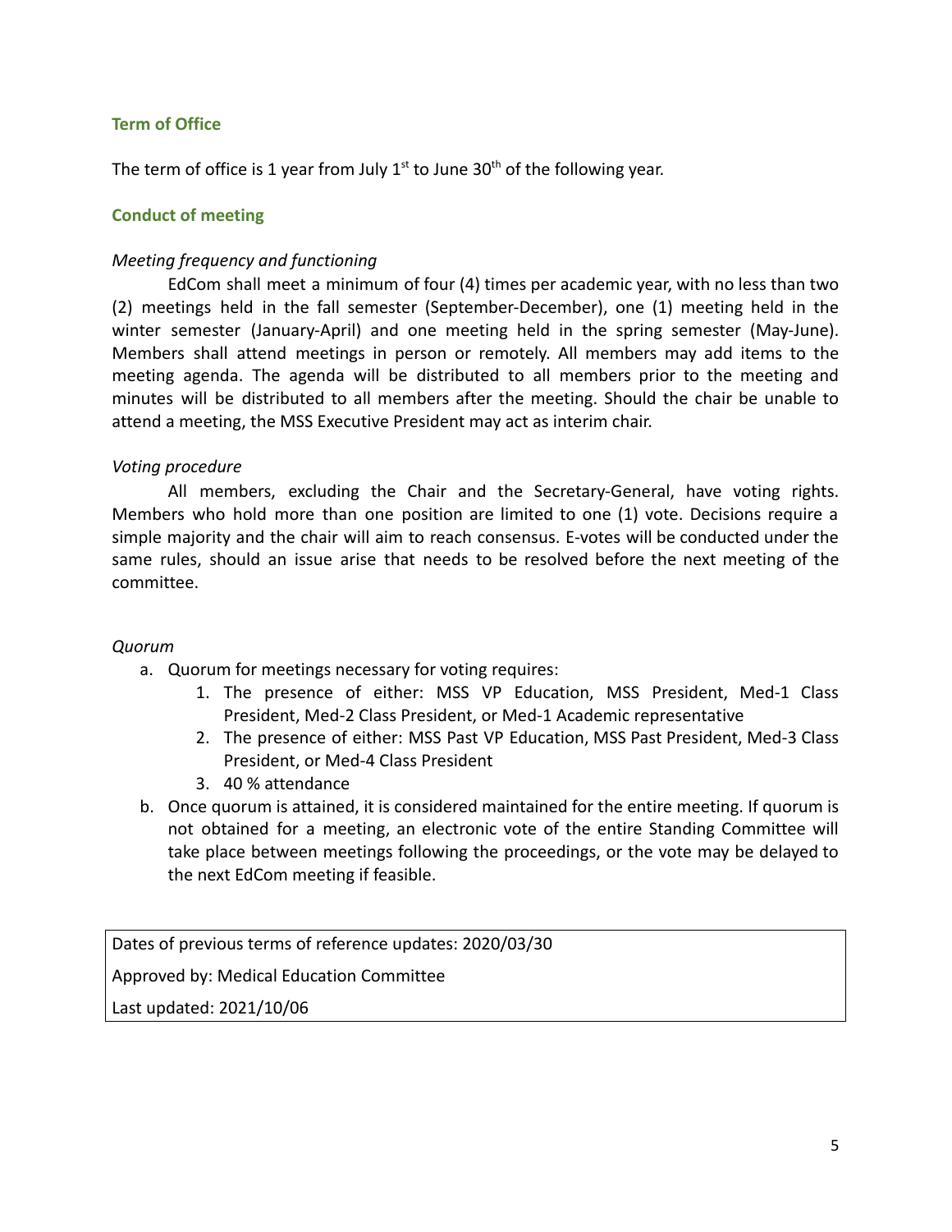## Term of Office

The term of office is 1 year from July 1st to June 30th of the following year.

## Conduct of meeting

*Meeting frequency and functioning*

EdCom shall meet a minimum of four (4) times per academic year, with no less than two (2) meetings held in the fall semester (September-December), one (1) meeting held in the winter semester (January-April) and one meeting held in the spring semester (May-June). Members shall attend meetings in person or remotely. All members may add items to the meeting agenda. The agenda will be distributed to all members prior to the meeting and minutes will be distributed to all members after the meeting. Should the chair be unable to attend a meeting, the MSS Executive President may act as interim chair.

*Voting procedure*

All members, excluding the Chair and the Secretary-General, have voting rights. Members who hold more than one position are limited to one (1) vote. Decisions require a simple majority and the chair will aim to reach consensus. E-votes will be conducted under the same rules, should an issue arise that needs to be resolved before the next meeting of the committee.

*Quorum*

a. Quorum for meetings necessary for voting requires:
   1. The presence of either: MSS VP Education, MSS President, Med-1 Class President, Med-2 Class President, or Med-1 Academic representative
   2. The presence of either: MSS Past VP Education, MSS Past President, Med-3 Class President, or Med-4 Class President
   3. 40 % attendance
b. Once quorum is attained, it is considered maintained for the entire meeting. If quorum is not obtained for a meeting, an electronic vote of the entire Standing Committee will take place between meetings following the proceedings, or the vote may be delayed to the next EdCom meeting if feasible.

| |
|---|
| Dates of previous terms of reference updates: 2020/03/30 |
| Approved by: Medical Education Committee |
| Last updated: 2021/10/06 |